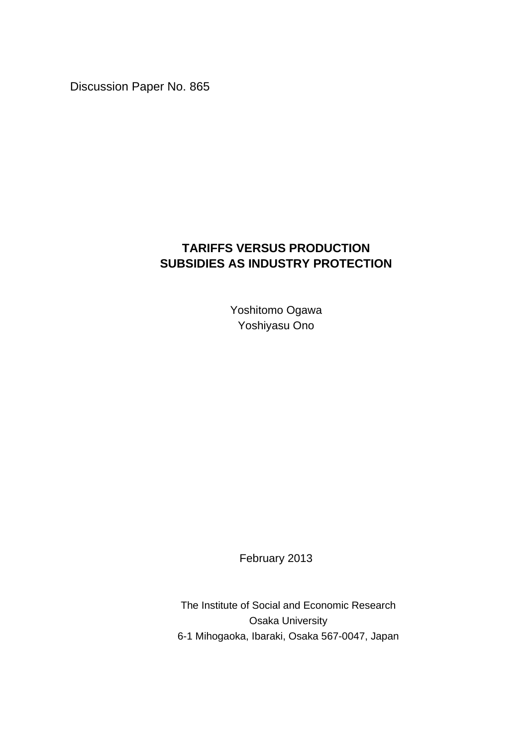Discussion Paper No. 865

# TARIFFS VERSUS PRODUCTION SUBSIDIES AS INDUSTRY PROTECTION

Yoshitomo Ogawa
Yoshiyasu Ono

February 2013

The Institute of Social and Economic Research
Osaka University
6-1 Mihogaoka, Ibaraki, Osaka 567-0047, Japan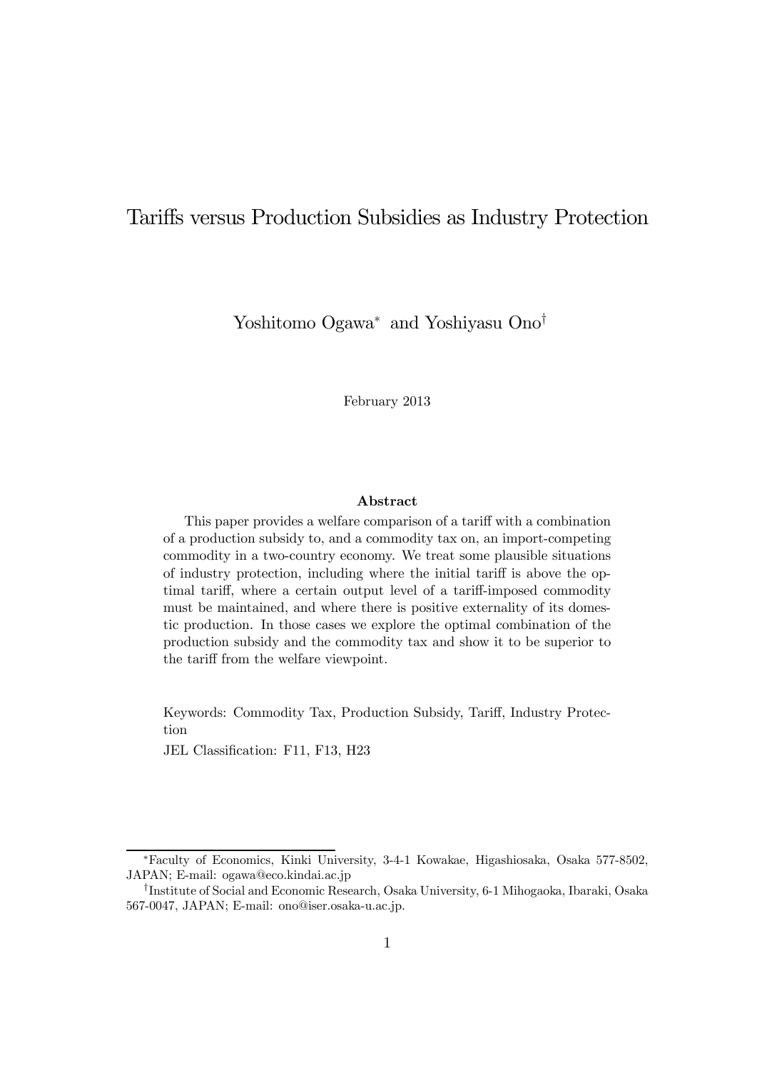# Tariffs versus Production Subsidies as Industry Protection

Yoshitomo Ogawa[∗] and Yoshiyasu Ono[†]

February 2013

### Abstract

This paper provides a welfare comparison of a tariff with a combination of a production subsidy to, and a commodity tax on, an import-competing commodity in a two-country economy. We treat some plausible situations of industry protection, including where the initial tariff is above the optimal tariff, where a certain output level of a tariff-imposed commodity must be maintained, and where there is positive externality of its domestic production. In those cases we explore the optimal combination of the production subsidy and the commodity tax and show it to be superior to the tariff from the welfare viewpoint.

Keywords: Commodity Tax, Production Subsidy, Tariff, Industry Protection

JEL Classification: F11, F13, H23

---

[∗]Faculty of Economics, Kinki University, 3-4-1 Kowakae, Higashiosaka, Osaka 577-8502, JAPAN; E-mail: ogawa@eco.kindai.ac.jp

[†]Institute of Social and Economic Research, Osaka University, 6-1 Mihogaoka, Ibaraki, Osaka 567-0047, JAPAN; E-mail: ono@iser.osaka-u.ac.jp.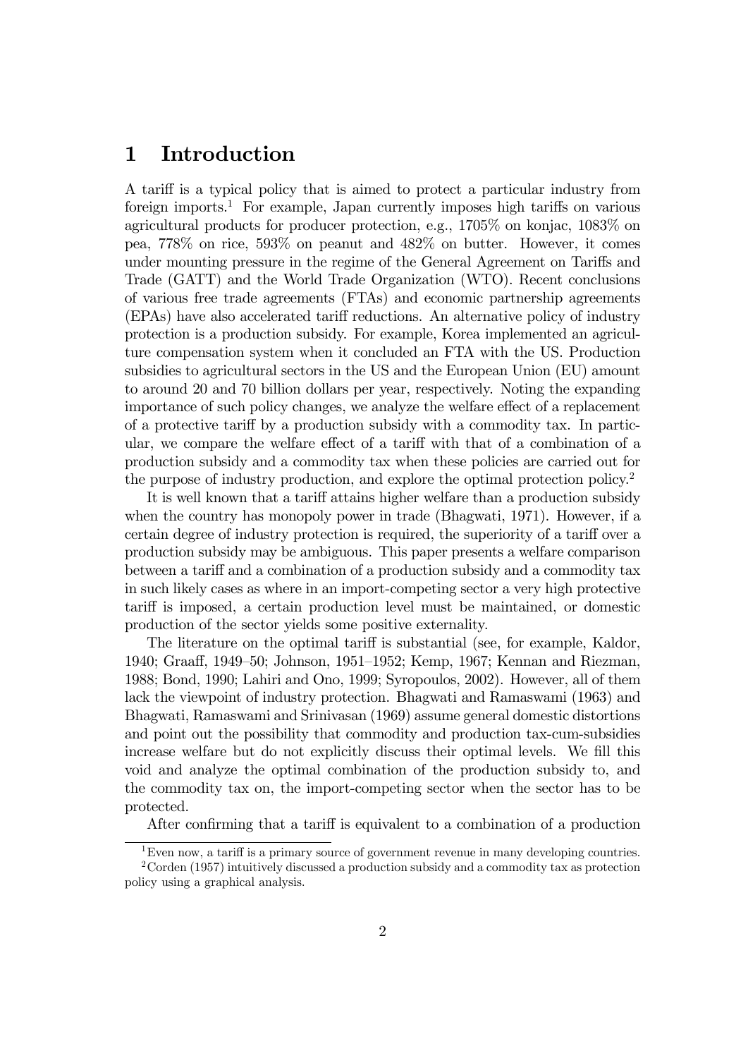# 1 Introduction

A tariff is a typical policy that is aimed to protect a particular industry from foreign imports.[1] For example, Japan currently imposes high tariffs on various agricultural products for producer protection, e.g., 1705% on konjac, 1083% on pea, 778% on rice, 593% on peanut and 482% on butter. However, it comes under mounting pressure in the regime of the General Agreement on Tariffs and Trade (GATT) and the World Trade Organization (WTO). Recent conclusions of various free trade agreements (FTAs) and economic partnership agreements (EPAs) have also accelerated tariff reductions. An alternative policy of industry protection is a production subsidy. For example, Korea implemented an agriculture compensation system when it concluded an FTA with the US. Production subsidies to agricultural sectors in the US and the European Union (EU) amount to around 20 and 70 billion dollars per year, respectively. Noting the expanding importance of such policy changes, we analyze the welfare effect of a replacement of a protective tariff by a production subsidy with a commodity tax. In particular, we compare the welfare effect of a tariff with that of a combination of a production subsidy and a commodity tax when these policies are carried out for the purpose of industry production, and explore the optimal protection policy.[2]

It is well known that a tariff attains higher welfare than a production subsidy when the country has monopoly power in trade (Bhagwati, 1971). However, if a certain degree of industry protection is required, the superiority of a tariff over a production subsidy may be ambiguous. This paper presents a welfare comparison between a tariff and a combination of a production subsidy and a commodity tax in such likely cases as where in an import-competing sector a very high protective tariff is imposed, a certain production level must be maintained, or domestic production of the sector yields some positive externality.

The literature on the optimal tariff is substantial (see, for example, Kaldor, 1940; Graaff, 1949–50; Johnson, 1951–1952; Kemp, 1967; Kennan and Riezman, 1988; Bond, 1990; Lahiri and Ono, 1999; Syropoulos, 2002). However, all of them lack the viewpoint of industry protection. Bhagwati and Ramaswami (1963) and Bhagwati, Ramaswami and Srinivasan (1969) assume general domestic distortions and point out the possibility that commodity and production tax-cum-subsidies increase welfare but do not explicitly discuss their optimal levels. We fill this void and analyze the optimal combination of the production subsidy to, and the commodity tax on, the import-competing sector when the sector has to be protected.

After confirming that a tariff is equivalent to a combination of a production

[1] Even now, a tariff is a primary source of government revenue in many developing countries.

[2] Corden (1957) intuitively discussed a production subsidy and a commodity tax as protection policy using a graphical analysis.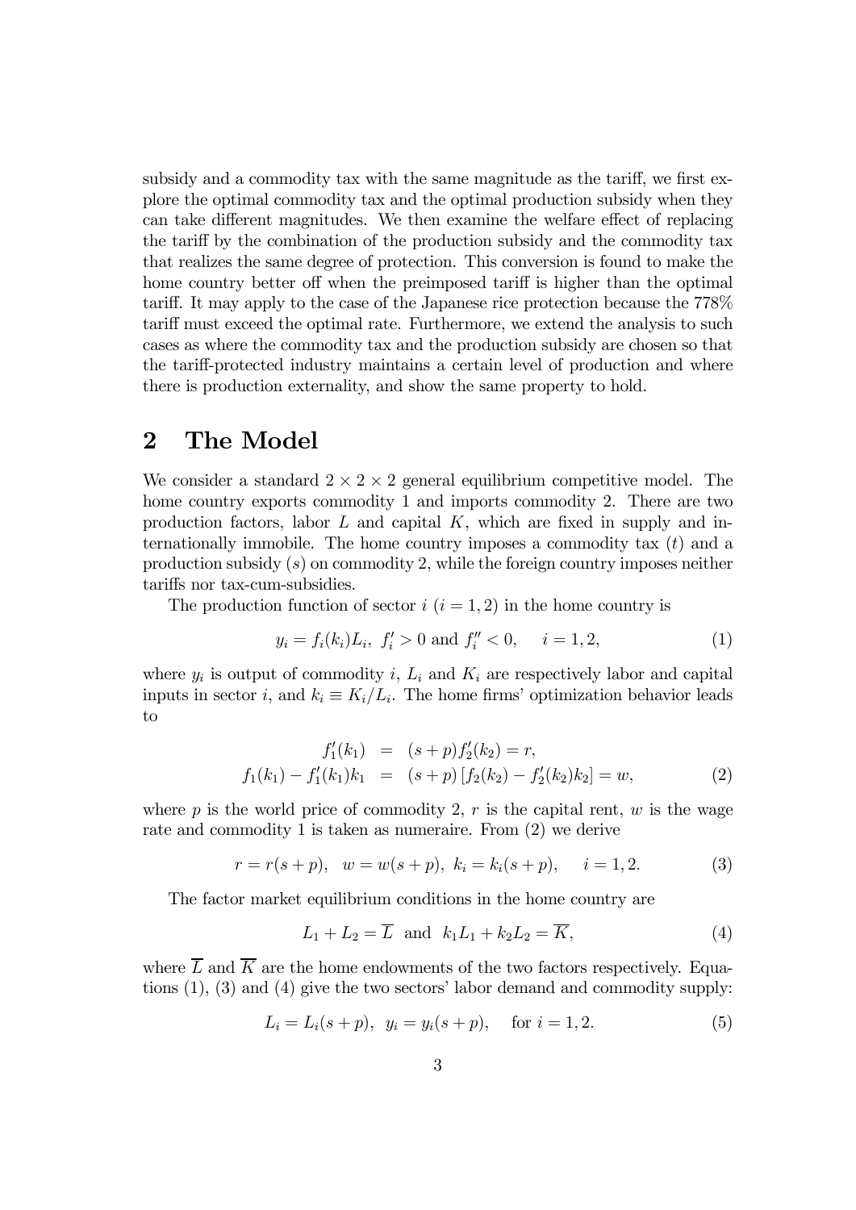subsidy and a commodity tax with the same magnitude as the tariff, we first explore the optimal commodity tax and the optimal production subsidy when they can take different magnitudes. We then examine the welfare effect of replacing the tariff by the combination of the production subsidy and the commodity tax that realizes the same degree of protection. This conversion is found to make the home country better off when the preimposed tariff is higher than the optimal tariff. It may apply to the case of the Japanese rice protection because the 778% tariff must exceed the optimal rate. Furthermore, we extend the analysis to such cases as where the commodity tax and the production subsidy are chosen so that the tariff-protected industry maintains a certain level of production and where there is production externality, and show the same property to hold.

## 2 The Model

We consider a standard $2 \times 2 \times 2$ general equilibrium competitive model. The home country exports commodity 1 and imports commodity 2. There are two production factors, labor $L$ and capital $K$, which are fixed in supply and internationally immobile. The home country imposes a commodity tax ($t$) and a production subsidy ($s$) on commodity 2, while the foreign country imposes neither tariffs nor tax-cum-subsidies.

The production function of sector $i$ ($i = 1, 2$) in the home country is

$$y_i = f_i(k_i)L_i, \; f_i' > 0 \text{ and } f_i'' < 0, \quad i = 1, 2, \tag{1}$$

where $y_i$ is output of commodity $i$, $L_i$ and $K_i$ are respectively labor and capital inputs in sector $i$, and $k_i \equiv K_i/L_i$. The home firms' optimization behavior leads to

$$\begin{aligned} f_1'(k_1) &= (s+p)f_2'(k_2) = r, \\ f_1(k_1) - f_1'(k_1)k_1 &= (s+p)\left[f_2(k_2) - f_2'(k_2)k_2\right] = w, \end{aligned} \tag{2}$$

where $p$ is the world price of commodity 2, $r$ is the capital rent, $w$ is the wage rate and commodity 1 is taken as numeraire. From (2) we derive

$$r = r(s+p), \;\; w = w(s+p), \; k_i = k_i(s+p), \quad i = 1, 2. \tag{3}$$

The factor market equilibrium conditions in the home country are

$$L_1 + L_2 = \overline{L} \;\text{ and }\; k_1L_1 + k_2L_2 = \overline{K}, \tag{4}$$

where $\overline{L}$ and $\overline{K}$ are the home endowments of the two factors respectively. Equations (1), (3) and (4) give the two sectors' labor demand and commodity supply:

$$L_i = L_i(s+p), \;\; y_i = y_i(s+p), \quad \text{for } i = 1, 2. \tag{5}$$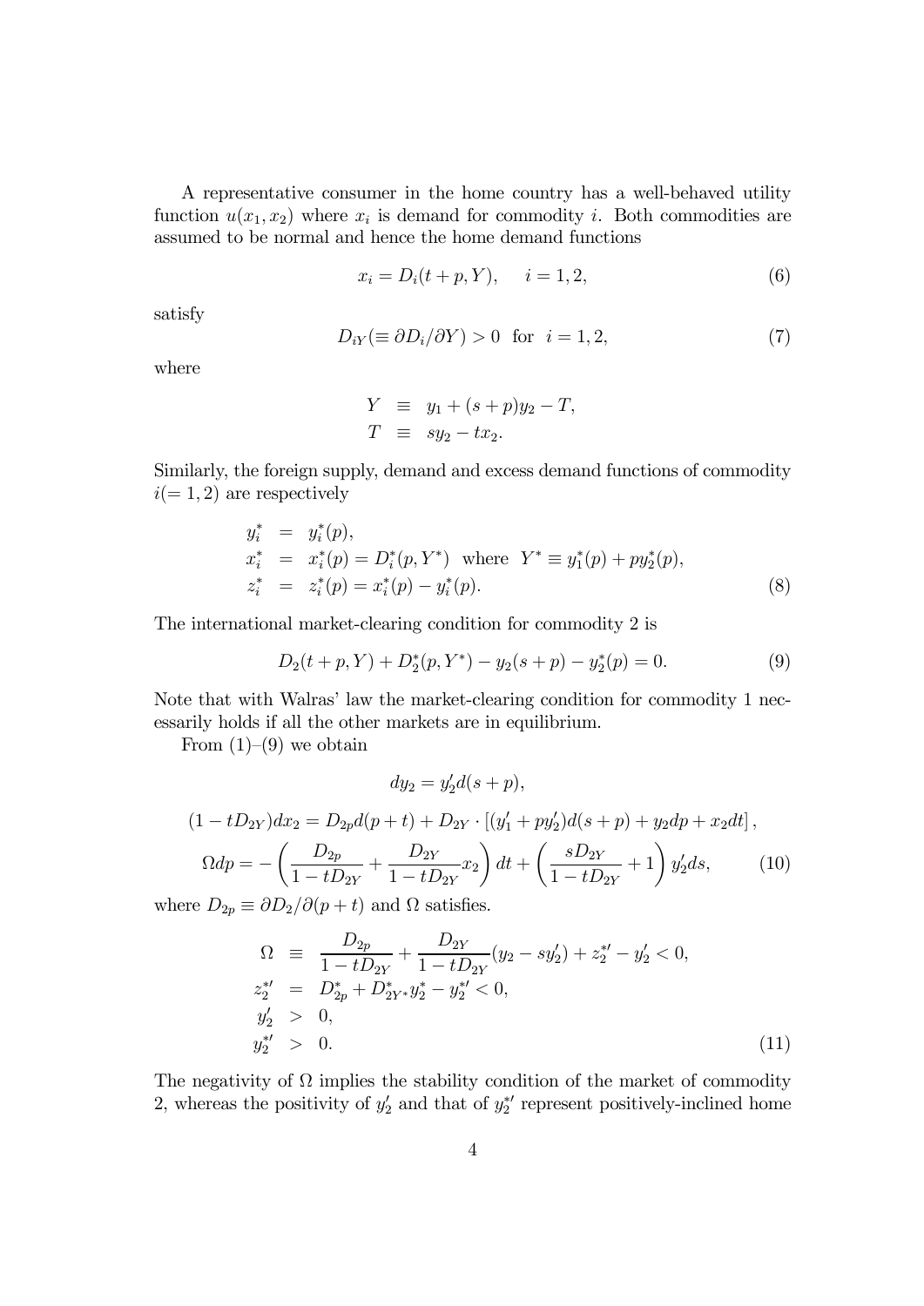A representative consumer in the home country has a well-behaved utility function $u(x_1, x_2)$ where $x_i$ is demand for commodity $i$. Both commodities are assumed to be normal and hence the home demand functions

$$x_i = D_i(t + p, Y), \quad i = 1, 2, \tag{6}$$

satisfy

$$D_{iY}(\equiv \partial D_i / \partial Y) > 0 \ \text{ for } \ i = 1, 2, \tag{7}$$

where

$$\begin{aligned} Y &\equiv y_1 + (s + p)y_2 - T, \\ T &\equiv sy_2 - tx_2. \end{aligned}$$

Similarly, the foreign supply, demand and excess demand functions of commodity $i (= 1, 2)$ are respectively

$$\begin{aligned} y_i^* &= y_i^*(p), \\ x_i^* &= x_i^*(p) = D_i^*(p, Y^*) \ \text{ where } \ Y^* \equiv y_1^*(p) + p y_2^*(p), \\ z_i^* &= z_i^*(p) = x_i^*(p) - y_i^*(p). \end{aligned} \tag{8}$$

The international market-clearing condition for commodity 2 is

$$D_2(t + p, Y) + D_2^*(p, Y^*) - y_2(s + p) - y_2^*(p) = 0. \tag{9}$$

Note that with Walras' law the market-clearing condition for commodity 1 necessarily holds if all the other markets are in equilibrium.

From (1)–(9) we obtain

$$dy_2 = y_2' d(s + p),$$

$$(1 - tD_{2Y})dx_2 = D_{2p} d(p + t) + D_{2Y} \cdot \left[ (y_1' + py_2')d(s + p) + y_2 dp + x_2 dt \right],$$

$$\Omega dp = -\left( \frac{D_{2p}}{1 - tD_{2Y}} + \frac{D_{2Y}}{1 - tD_{2Y}} x_2 \right) dt + \left( \frac{sD_{2Y}}{1 - tD_{2Y}} + 1 \right) y_2' ds, \tag{10}$$

where $D_{2p} \equiv \partial D_2 / \partial(p + t)$ and $\Omega$ satisfies.

$$\begin{aligned} \Omega &\equiv \frac{D_{2p}}{1 - tD_{2Y}} + \frac{D_{2Y}}{1 - tD_{2Y}}(y_2 - sy_2') + z_2^{*\prime} - y_2' < 0, \\ z_2^{*\prime} &= D_{2p}^* + D_{2Y^*}^* y_2^* - y_2^{*\prime} < 0, \\ y_2' &> 0, \\ y_2^{*\prime} &> 0. \end{aligned} \tag{11}$$

The negativity of $\Omega$ implies the stability condition of the market of commodity 2, whereas the positivity of $y_2'$ and that of $y_2^{*\prime}$ represent positively-inclined home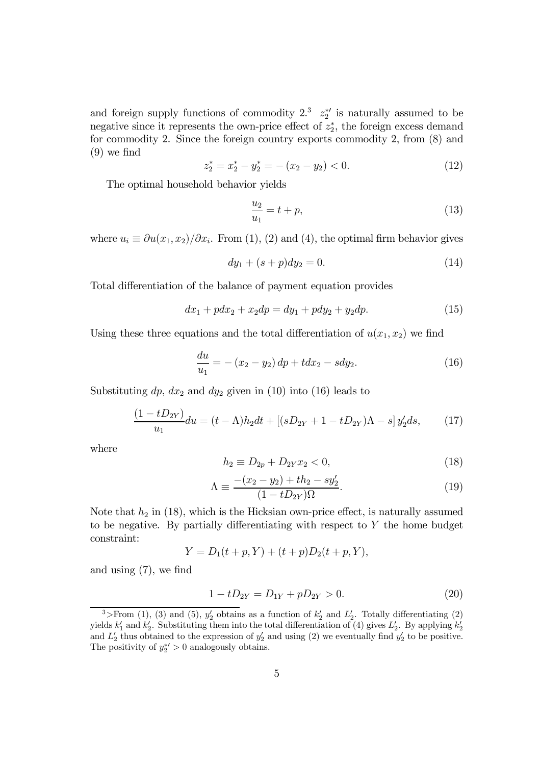and foreign supply functions of commodity 2.[3] $z_2^{*\prime}$ is naturally assumed to be negative since it represents the own-price effect of $z_2^*$, the foreign excess demand for commodity 2. Since the foreign country exports commodity 2, from (8) and (9) we find

$$z_2^* = x_2^* - y_2^* = -(x_2 - y_2) < 0. \tag{12}$$

The optimal household behavior yields

$$\frac{u_2}{u_1} = t + p, \tag{13}$$

where $u_i \equiv \partial u(x_1, x_2)/\partial x_i$. From (1), (2) and (4), the optimal firm behavior gives

$$dy_1 + (s + p)dy_2 = 0. \tag{14}$$

Total differentiation of the balance of payment equation provides

$$dx_1 + pdx_2 + x_2 dp = dy_1 + pdy_2 + y_2 dp. \tag{15}$$

Using these three equations and the total differentiation of $u(x_1, x_2)$ we find

$$\frac{du}{u_1} = -(x_2 - y_2)\,dp + tdx_2 - sdy_2. \tag{16}$$

Substituting $dp$, $dx_2$ and $dy_2$ given in (10) into (16) leads to

$$\frac{(1 - tD_{2Y})}{u_1} du = (t - \Lambda)h_2 dt + \left[(sD_{2Y} + 1 - tD_{2Y})\Lambda - s\right] y_2' ds, \tag{17}$$

where

$$h_2 \equiv D_{2p} + D_{2Y} x_2 < 0, \tag{18}$$

$$\Lambda \equiv \frac{-(x_2 - y_2) + th_2 - sy_2'}{(1 - tD_{2Y})\Omega}. \tag{19}$$

Note that $h_2$ in (18), which is the Hicksian own-price effect, is naturally assumed to be negative. By partially differentiating with respect to $Y$ the home budget constraint:

$$Y = D_1(t + p, Y) + (t + p)D_2(t + p, Y),$$

and using (7), we find

$$1 - tD_{2Y} = D_{1Y} + pD_{2Y} > 0. \tag{20}$$

[3] From (1), (3) and (5), $y_2'$ obtains as a function of $k_2'$ and $L_2'$. Totally differentiating (2) yields $k_1'$ and $k_2'$. Substituting them into the total differentiation of (4) gives $L_2'$. By applying $k_2'$ and $L_2'$ thus obtained to the expression of $y_2'$ and using (2) we eventually find $y_2'$ to be positive. The positivity of $y_2^{*\prime} > 0$ analogously obtains.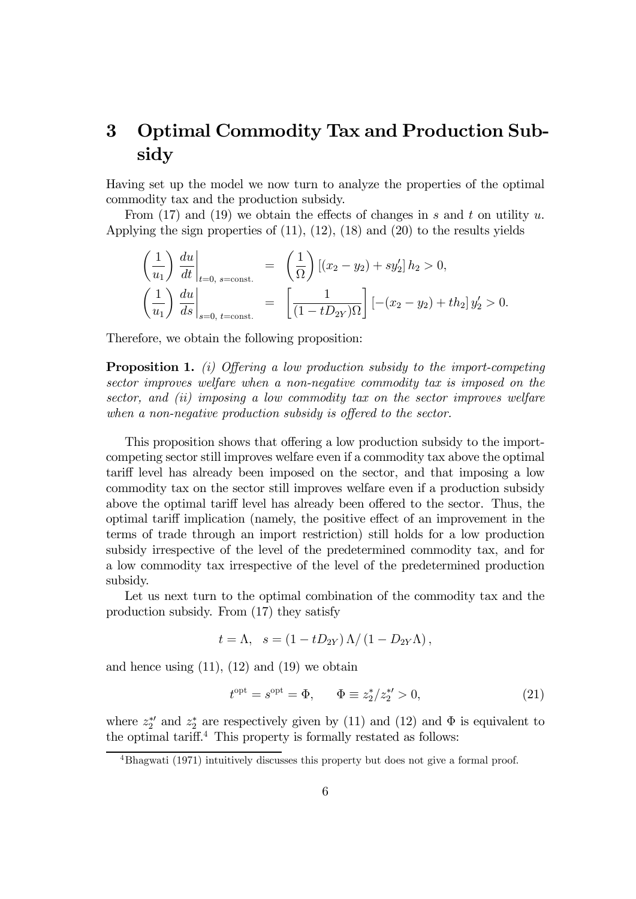# 3 Optimal Commodity Tax and Production Subsidy

Having set up the model we now turn to analyze the properties of the optimal commodity tax and the production subsidy.

From (17) and (19) we obtain the effects of changes in $s$ and $t$ on utility $u$. Applying the sign properties of (11), (12), (18) and (20) to the results yields

$$
\begin{aligned}
\left(\frac{1}{u_1}\right) \left.\frac{du}{dt}\right|_{t=0,\ s=\text{const.}} &= \left(\frac{1}{\Omega}\right) \left[(x_2 - y_2) + s y_2'\right] h_2 > 0, \\
\left(\frac{1}{u_1}\right) \left.\frac{du}{ds}\right|_{s=0,\ t=\text{const.}} &= \left[\frac{1}{(1 - t D_{2Y})\Omega}\right] \left[-(x_2 - y_2) + t h_2\right] y_2' > 0.
\end{aligned}
$$

Therefore, we obtain the following proposition:

**Proposition 1.** *(i) Offering a low production subsidy to the import-competing sector improves welfare when a non-negative commodity tax is imposed on the sector, and (ii) imposing a low commodity tax on the sector improves welfare when a non-negative production subsidy is offered to the sector.*

This proposition shows that offering a low production subsidy to the import-competing sector still improves welfare even if a commodity tax above the optimal tariff level has already been imposed on the sector, and that imposing a low commodity tax on the sector still improves welfare even if a production subsidy above the optimal tariff level has already been offered to the sector. Thus, the optimal tariff implication (namely, the positive effect of an improvement in the terms of trade through an import restriction) still holds for a low production subsidy irrespective of the level of the predetermined commodity tax, and for a low commodity tax irrespective of the level of the predetermined production subsidy.

Let us next turn to the optimal combination of the commodity tax and the production subsidy. From (17) they satisfy

$$
t = \Lambda, \quad s = (1 - t D_{2Y}) \Lambda / (1 - D_{2Y} \Lambda),
$$

and hence using (11), (12) and (19) we obtain

$$
t^{\text{opt}} = s^{\text{opt}} = \Phi, \qquad \Phi \equiv z_2^* / z_2^{*\prime} > 0, \tag{21}
$$

where $z_2^{*\prime}$ and $z_2^*$ are respectively given by (11) and (12) and $\Phi$ is equivalent to the optimal tariff.[4] This property is formally restated as follows:

[4] Bhagwati (1971) intuitively discusses this property but does not give a formal proof.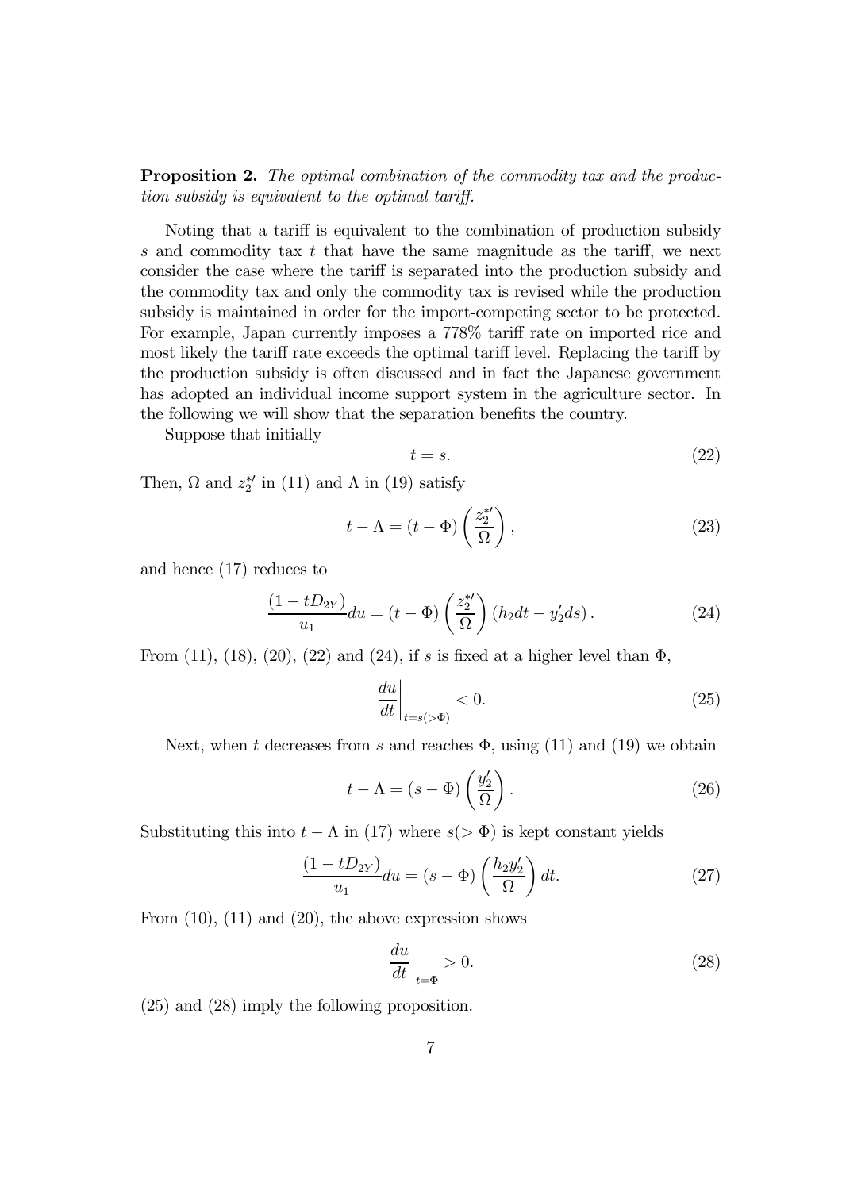**Proposition 2.** *The optimal combination of the commodity tax and the production subsidy is equivalent to the optimal tariff.*

Noting that a tariff is equivalent to the combination of production subsidy $s$ and commodity tax $t$ that have the same magnitude as the tariff, we next consider the case where the tariff is separated into the production subsidy and the commodity tax and only the commodity tax is revised while the production subsidy is maintained in order for the import-competing sector to be protected. For example, Japan currently imposes a 778% tariff rate on imported rice and most likely the tariff rate exceeds the optimal tariff level. Replacing the tariff by the production subsidy is often discussed and in fact the Japanese government has adopted an individual income support system in the agriculture sector. In the following we will show that the separation benefits the country.

Suppose that initially

$$t = s. \tag{22}$$

Then, $\Omega$ and $z_2^{*\prime}$ in (11) and $\Lambda$ in (19) satisfy

$$t - \Lambda = (t - \Phi)\left(\frac{z_2^{*\prime}}{\Omega}\right), \tag{23}$$

and hence (17) reduces to

$$\frac{(1 - tD_{2Y})}{u_1} du = (t - \Phi)\left(\frac{z_2^{*\prime}}{\Omega}\right)(h_2 dt - y_2' ds). \tag{24}$$

From (11), (18), (20), (22) and (24), if $s$ is fixed at a higher level than $\Phi$,

$$\left.\frac{du}{dt}\right|_{t=s(>\Phi)} < 0. \tag{25}$$

Next, when $t$ decreases from $s$ and reaches $\Phi$, using (11) and (19) we obtain

$$t - \Lambda = (s - \Phi)\left(\frac{y_2'}{\Omega}\right). \tag{26}$$

Substituting this into $t - \Lambda$ in (17) where $s(> \Phi)$ is kept constant yields

$$\frac{(1 - tD_{2Y})}{u_1} du = (s - \Phi)\left(\frac{h_2 y_2'}{\Omega}\right) dt. \tag{27}$$

From (10), (11) and (20), the above expression shows

$$\left.\frac{du}{dt}\right|_{t=\Phi} > 0. \tag{28}$$

(25) and (28) imply the following proposition.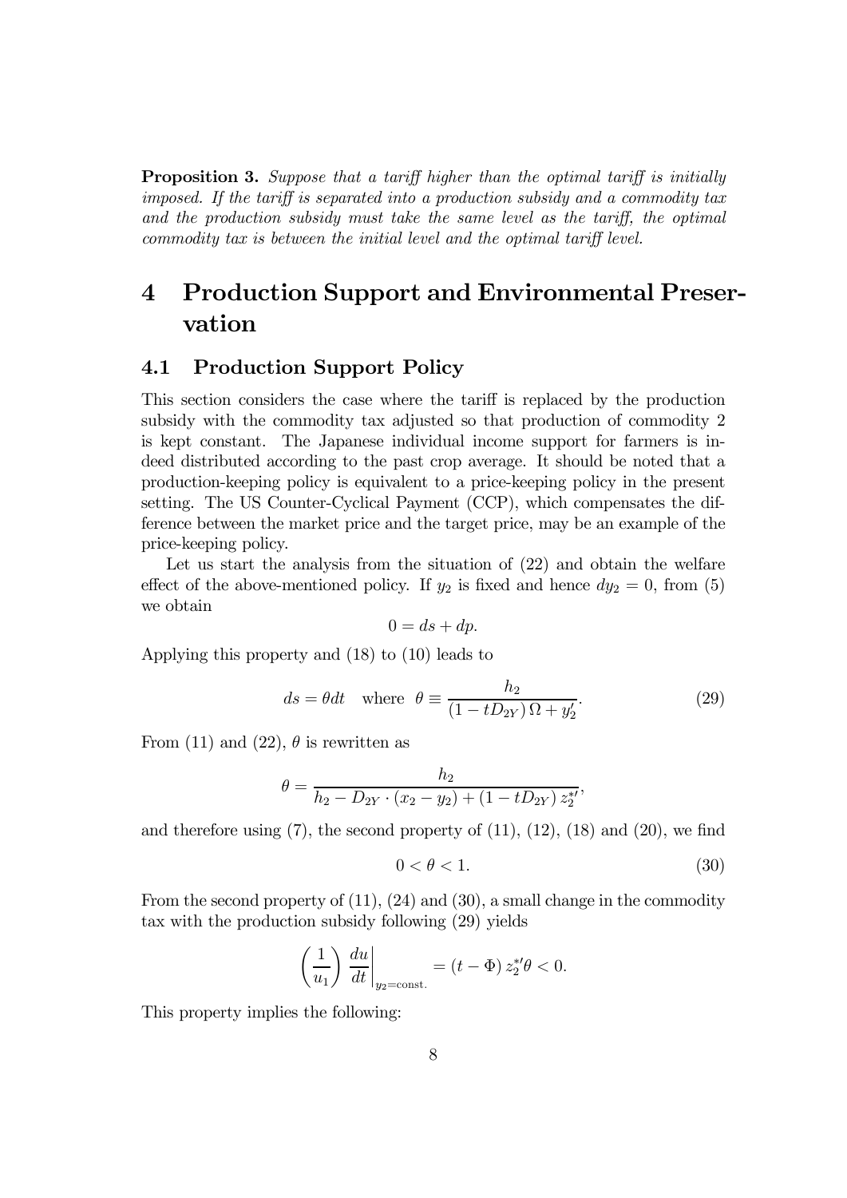**Proposition 3.** *Suppose that a tariff higher than the optimal tariff is initially imposed. If the tariff is separated into a production subsidy and a commodity tax and the production subsidy must take the same level as the tariff, the optimal commodity tax is between the initial level and the optimal tariff level.*

# 4 Production Support and Environmental Preservation

## 4.1 Production Support Policy

This section considers the case where the tariff is replaced by the production subsidy with the commodity tax adjusted so that production of commodity 2 is kept constant. The Japanese individual income support for farmers is indeed distributed according to the past crop average. It should be noted that a production-keeping policy is equivalent to a price-keeping policy in the present setting. The US Counter-Cyclical Payment (CCP), which compensates the difference between the market price and the target price, may be an example of the price-keeping policy.

Let us start the analysis from the situation of (22) and obtain the welfare effect of the above-mentioned policy. If $y_2$ is fixed and hence $dy_2 = 0$, from (5) we obtain

$$0 = ds + dp.$$

Applying this property and (18) to (10) leads to

$$ds = \theta dt \quad \text{where} \;\; \theta \equiv \frac{h_2}{(1 - tD_{2Y})\,\Omega + y_2'}. \tag{29}$$

From (11) and (22), $\theta$ is rewritten as

$$\theta = \frac{h_2}{h_2 - D_{2Y} \cdot (x_2 - y_2) + (1 - tD_{2Y})\, z_2^{*\prime}},$$

and therefore using (7), the second property of (11), (12), (18) and (20), we find

$$0 < \theta < 1. \tag{30}$$

From the second property of (11), (24) and (30), a small change in the commodity tax with the production subsidy following (29) yields

$$\left(\frac{1}{u_1}\right) \left.\frac{du}{dt}\right|_{y_2 = \text{const.}} = (t - \Phi)\, z_2^{*\prime} \theta < 0.$$

This property implies the following: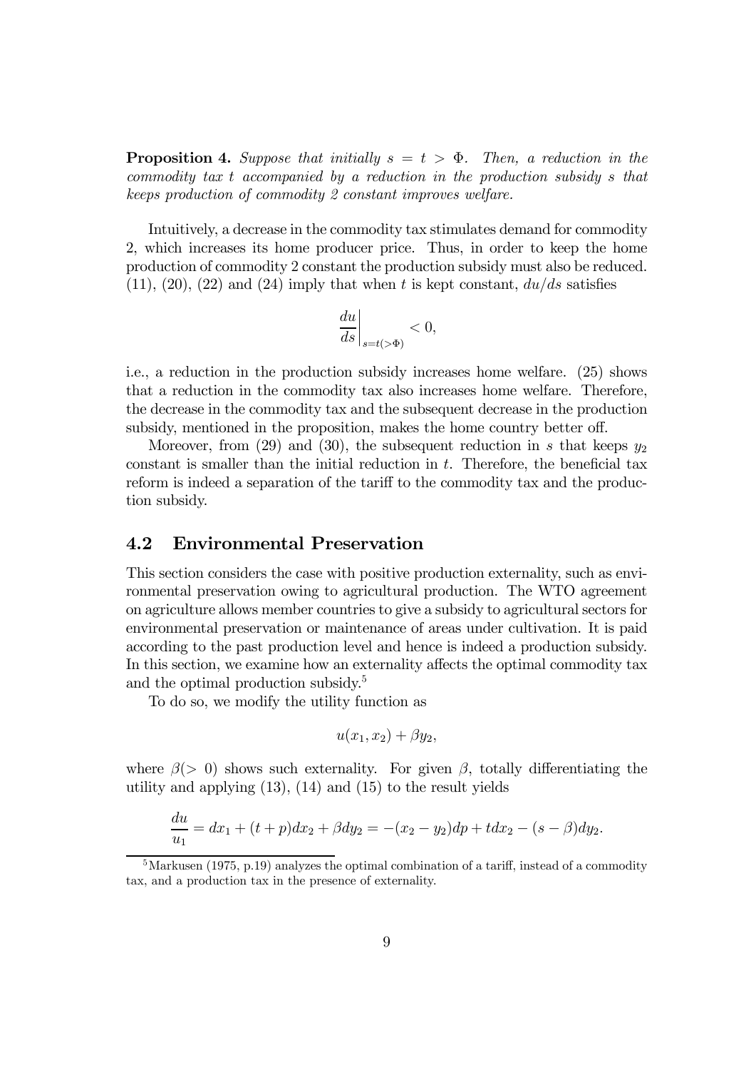**Proposition 4.** *Suppose that initially $s = t > \Phi$. Then, a reduction in the commodity tax $t$ accompanied by a reduction in the production subsidy $s$ that keeps production of commodity 2 constant improves welfare.*

Intuitively, a decrease in the commodity tax stimulates demand for commodity 2, which increases its home producer price. Thus, in order to keep the home production of commodity 2 constant the production subsidy must also be reduced. (11), (20), (22) and (24) imply that when $t$ is kept constant, $du/ds$ satisfies

$$\left.\frac{du}{ds}\right|_{s=t(>\Phi)} < 0,$$

i.e., a reduction in the production subsidy increases home welfare. (25) shows that a reduction in the commodity tax also increases home welfare. Therefore, the decrease in the commodity tax and the subsequent decrease in the production subsidy, mentioned in the proposition, makes the home country better off.

Moreover, from (29) and (30), the subsequent reduction in $s$ that keeps $y_2$ constant is smaller than the initial reduction in $t$. Therefore, the beneficial tax reform is indeed a separation of the tariff to the commodity tax and the production subsidy.

## 4.2 Environmental Preservation

This section considers the case with positive production externality, such as environmental preservation owing to agricultural production. The WTO agreement on agriculture allows member countries to give a subsidy to agricultural sectors for environmental preservation or maintenance of areas under cultivation. It is paid according to the past production level and hence is indeed a production subsidy. In this section, we examine how an externality affects the optimal commodity tax and the optimal production subsidy.[5]

To do so, we modify the utility function as

$$u(x_1, x_2) + \beta y_2,$$

where $\beta (> 0)$ shows such externality. For given $\beta$, totally differentiating the utility and applying (13), (14) and (15) to the result yields

$$\frac{du}{u_1} = dx_1 + (t + p)dx_2 + \beta dy_2 = -(x_2 - y_2)dp + tdx_2 - (s - \beta)dy_2.$$

[5] Markusen (1975, p.19) analyzes the optimal combination of a tariff, instead of a commodity tax, and a production tax in the presence of externality.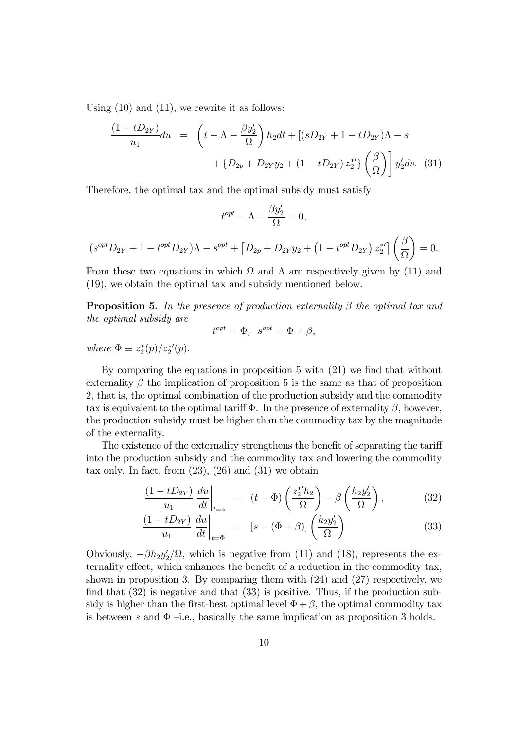Using (10) and (11), we rewrite it as follows:

$$
\begin{aligned}
\frac{(1-tD_{2Y})}{u_1}du &= \left(t-\Lambda-\frac{\beta y_2'}{\Omega}\right)h_2dt+[(sD_{2Y}+1-tD_{2Y})\Lambda-s \\
&\quad +\left\{D_{2p}+D_{2Y}y_2+(1-tD_{2Y})\,z_2^{*\prime}\right\}\left(\frac{\beta}{\Omega}\right)\Big]\,y_2'ds. \quad (31)
\end{aligned}
$$

Therefore, the optimal tax and the optimal subsidy must satisfy

$$
t^{opt}-\Lambda-\frac{\beta y_2'}{\Omega}=0,
$$

$$
(s^{opt}D_{2Y}+1-t^{opt}D_{2Y})\Lambda-s^{opt}+\left[D_{2p}+D_{2Y}y_2+\left(1-t^{opt}D_{2Y}\right)z_2^{*\prime}\right]\left(\frac{\beta}{\Omega}\right)=0.
$$

From these two equations in which $\Omega$ and $\Lambda$ are respectively given by (11) and (19), we obtain the optimal tax and subsidy mentioned below.

**Proposition 5.** *In the presence of production externality $\beta$ the optimal tax and the optimal subsidy are*

$$
t^{opt}=\Phi,\quad s^{opt}=\Phi+\beta,
$$

*where $\Phi\equiv z_2^*(p)/z_2^{*\prime}(p)$.*

By comparing the equations in proposition 5 with (21) we find that without externality $\beta$ the implication of proposition 5 is the same as that of proposition 2, that is, the optimal combination of the production subsidy and the commodity tax is equivalent to the optimal tariff $\Phi$. In the presence of externality $\beta$, however, the production subsidy must be higher than the commodity tax by the magnitude of the externality.

The existence of the externality strengthens the benefit of separating the tariff into the production subsidy and the commodity tax and lowering the commodity tax only. In fact, from (23), (26) and (31) we obtain

$$
\left.\frac{(1-tD_{2Y})}{u_1}\frac{du}{dt}\right|_{t=s} = (t-\Phi)\left(\frac{z_2^{*\prime}h_2}{\Omega}\right)-\beta\left(\frac{h_2y_2'}{\Omega}\right), \quad (32)
$$

$$
\left.\frac{(1-tD_{2Y})}{u_1}\frac{du}{dt}\right|_{t=\Phi} = [s-(\Phi+\beta)]\left(\frac{h_2y_2'}{\Omega}\right). \quad (33)
$$

Obviously, $-\beta h_2y_2'/\Omega$, which is negative from (11) and (18), represents the externality effect, which enhances the benefit of a reduction in the commodity tax, shown in proposition 3. By comparing them with (24) and (27) respectively, we find that (32) is negative and that (33) is positive. Thus, if the production subsidy is higher than the first-best optimal level $\Phi+\beta$, the optimal commodity tax is between $s$ and $\Phi$ –i.e., basically the same implication as proposition 3 holds.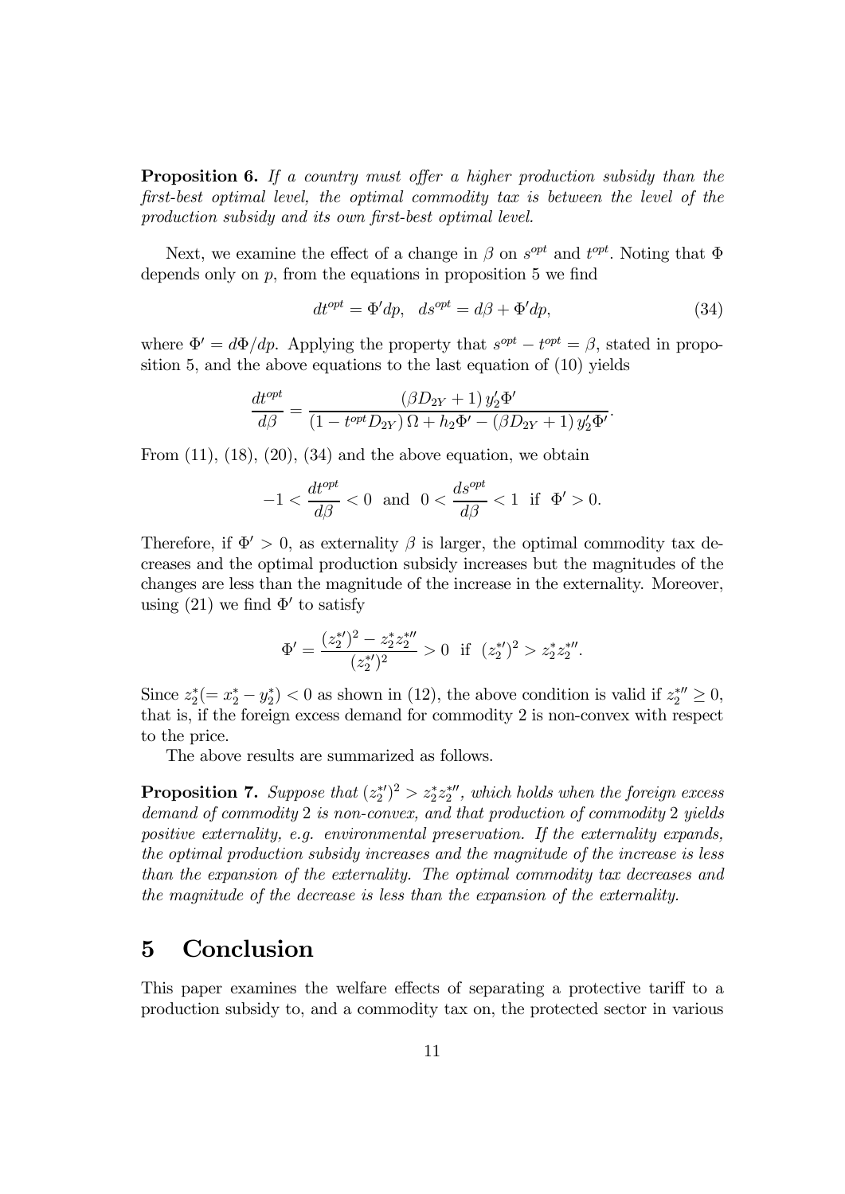**Proposition 6.** *If a country must offer a higher production subsidy than the first-best optimal level, the optimal commodity tax is between the level of the production subsidy and its own first-best optimal level.*

Next, we examine the effect of a change in $\beta$ on $s^{opt}$ and $t^{opt}$. Noting that $\Phi$ depends only on $p$, from the equations in proposition 5 we find

$$dt^{opt} = \Phi' dp, \quad ds^{opt} = d\beta + \Phi' dp, \tag{34}$$

where $\Phi' = d\Phi/dp$. Applying the property that $s^{opt} - t^{opt} = \beta$, stated in proposition 5, and the above equations to the last equation of (10) yields

$$\frac{dt^{opt}}{d\beta} = \frac{(\beta D_{2Y} + 1)\, y_2' \Phi'}{(1 - t^{opt} D_{2Y})\, \Omega + h_2 \Phi' - (\beta D_{2Y} + 1)\, y_2' \Phi'}.$$

From (11), (18), (20), (34) and the above equation, we obtain

$$-1 < \frac{dt^{opt}}{d\beta} < 0 \;\text{ and }\; 0 < \frac{ds^{opt}}{d\beta} < 1 \;\text{ if }\; \Phi' > 0.$$

Therefore, if $\Phi' > 0$, as externality $\beta$ is larger, the optimal commodity tax decreases and the optimal production subsidy increases but the magnitudes of the changes are less than the magnitude of the increase in the externality. Moreover, using (21) we find $\Phi'$ to satisfy

$$\Phi' = \frac{(z_2^{*\prime})^2 - z_2^* z_2^{*\prime\prime}}{(z_2^{*\prime})^2} > 0 \;\text{ if }\; (z_2^{*\prime})^2 > z_2^* z_2^{*\prime\prime}.$$

Since $z_2^* (= x_2^* - y_2^*) < 0$ as shown in (12), the above condition is valid if $z_2^{*\prime\prime} \geq 0$, that is, if the foreign excess demand for commodity 2 is non-convex with respect to the price.

The above results are summarized as follows.

**Proposition 7.** *Suppose that $(z_2^{*\prime})^2 > z_2^* z_2^{*\prime\prime}$, which holds when the foreign excess demand of commodity 2 is non-convex, and that production of commodity 2 yields positive externality, e.g. environmental preservation. If the externality expands, the optimal production subsidy increases and the magnitude of the increase is less than the expansion of the externality. The optimal commodity tax decreases and the magnitude of the decrease is less than the expansion of the externality.*

# 5 Conclusion

This paper examines the welfare effects of separating a protective tariff to a production subsidy to, and a commodity tax on, the protected sector in various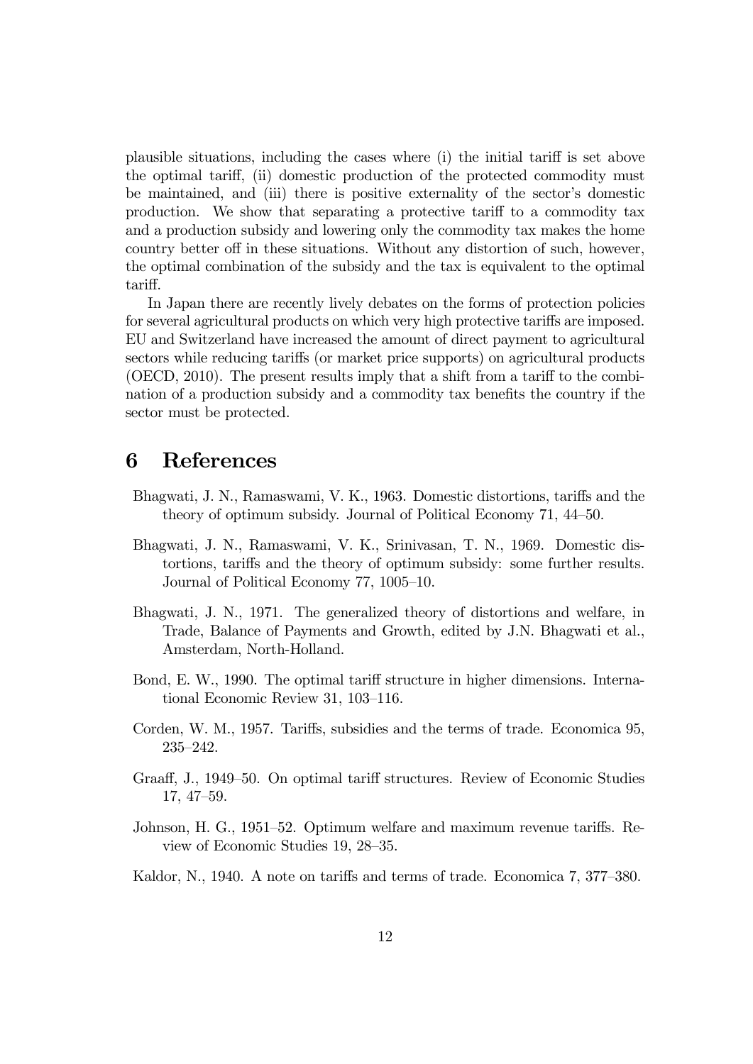plausible situations, including the cases where (i) the initial tariff is set above the optimal tariff, (ii) domestic production of the protected commodity must be maintained, and (iii) there is positive externality of the sector's domestic production. We show that separating a protective tariff to a commodity tax and a production subsidy and lowering only the commodity tax makes the home country better off in these situations. Without any distortion of such, however, the optimal combination of the subsidy and the tax is equivalent to the optimal tariff.

In Japan there are recently lively debates on the forms of protection policies for several agricultural products on which very high protective tariffs are imposed. EU and Switzerland have increased the amount of direct payment to agricultural sectors while reducing tariffs (or market price supports) on agricultural products (OECD, 2010). The present results imply that a shift from a tariff to the combination of a production subsidy and a commodity tax benefits the country if the sector must be protected.

# 6 References

- Bhagwati, J. N., Ramaswami, V. K., 1963. Domestic distortions, tariffs and the theory of optimum subsidy. Journal of Political Economy 71, 44–50.
- Bhagwati, J. N., Ramaswami, V. K., Srinivasan, T. N., 1969. Domestic distortions, tariffs and the theory of optimum subsidy: some further results. Journal of Political Economy 77, 1005–10.
- Bhagwati, J. N., 1971. The generalized theory of distortions and welfare, in Trade, Balance of Payments and Growth, edited by J.N. Bhagwati et al., Amsterdam, North-Holland.
- Bond, E. W., 1990. The optimal tariff structure in higher dimensions. International Economic Review 31, 103–116.
- Corden, W. M., 1957. Tariffs, subsidies and the terms of trade. Economica 95, 235–242.
- Graaff, J., 1949–50. On optimal tariff structures. Review of Economic Studies 17, 47–59.
- Johnson, H. G., 1951–52. Optimum welfare and maximum revenue tariffs. Review of Economic Studies 19, 28–35.
- Kaldor, N., 1940. A note on tariffs and terms of trade. Economica 7, 377–380.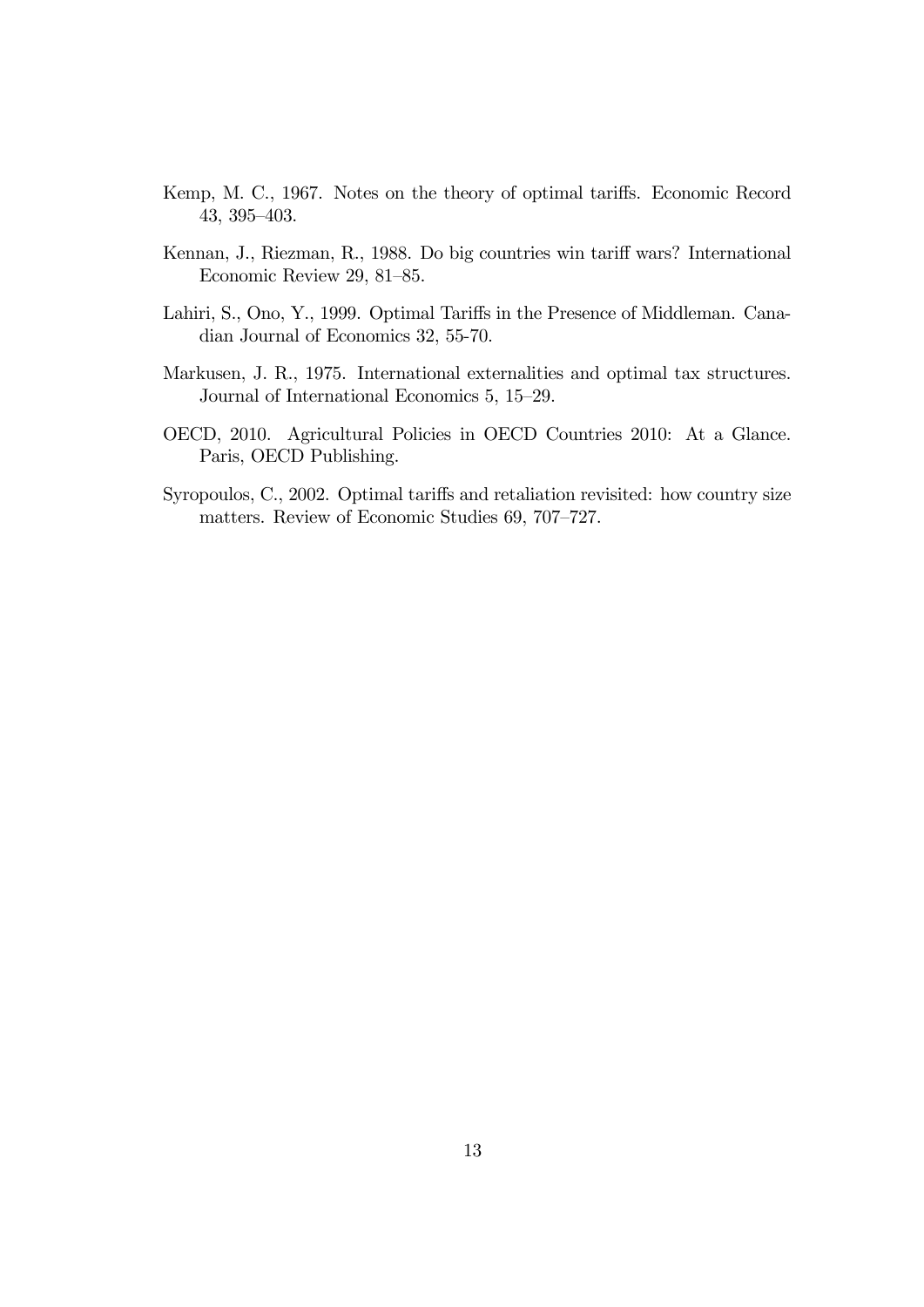Kemp, M. C., 1967. Notes on the theory of optimal tariffs. Economic Record 43, 395–403.

Kennan, J., Riezman, R., 1988. Do big countries win tariff wars? International Economic Review 29, 81–85.

Lahiri, S., Ono, Y., 1999. Optimal Tariffs in the Presence of Middleman. Canadian Journal of Economics 32, 55-70.

Markusen, J. R., 1975. International externalities and optimal tax structures. Journal of International Economics 5, 15–29.

OECD, 2010. Agricultural Policies in OECD Countries 2010: At a Glance. Paris, OECD Publishing.

Syropoulos, C., 2002. Optimal tariffs and retaliation revisited: how country size matters. Review of Economic Studies 69, 707–727.